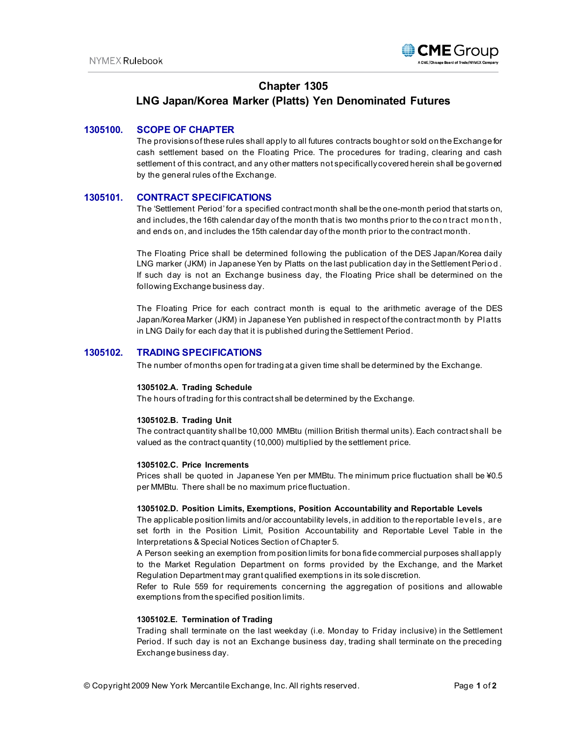# Chapter 1305

## LNG Japan/Korea Marker (Platts) Yen Denominated Futures

### 1305100. SCOPE OF CHAPTER

The provisions of these rules shall apply to all futures contracts bought or sold on the Exchange for cash settlement based on the Floating Price. The procedures for trading, clearing and cash settlement of this contract, and any other matters not specifically covered herein shall be governed by the general rules of the Exchange.

### 1305101. CONTRACT SPECIFICATIONS

The 'Settlement Period' for a specified contract month shall be the one-month period that starts on, and includes, the 16th calendar day of the month that is two months prior to the contract month, and ends on, and includes the 15th calendar day of the month prior to the contract month.

The Floating Price shall be determined following the publication of the DES Japan/Korea daily LNG marker (JKM) in Japanese Yen by Platts on the last publication day in the Settlement Period. If such day is not an Exchange business day, the Floating Price shall be determined on the following Exchange business day.

The Floating Price for each contract month is equal to the arithmetic average of the DES Japan/Korea Marker (JKM) in Japanese Yen published in respect of the contract month by Platts in LNG Daily for each day that it is published during the Settlement Period.

### 1305102. TRADING SPECIFICATIONS

The number of months open for trading at a given time shall be determined by the Exchange.

**1305102.A. Trading Schedule**

The hours of trading for this contract shall be determined by the Exchange.

**1305102.B. Trading Unit**

The contract quantity shall be 10,000 MMBtu (million British thermal units). Each contract shall be valued as the contract quantity (10,000) multiplied by the settlement price.

**1305102.C. Price Increments**

Prices shall be quoted in Japanese Yen per MMBtu. The minimum price fluctuation shall be ¥0.5 per MMBtu. There shall be no maximum price fluctuation.

**1305102.D. Position Limits, Exemptions, Position Accountability and Reportable Levels**

The applicable position limits and/or accountability levels, in addition to the reportable levels, are set forth in the Position Limit, Position Accountability and Reportable Level Table in the Interpretations & Special Notices Section of Chapter 5.

A Person seeking an exemption from position limits for bona fide commercial purposes shall apply to the Market Regulation Department on forms provided by the Exchange, and the Market Regulation Department may grant qualified exemptions in its sole discretion.

Refer to Rule 559 for requirements concerning the aggregation of positions and allowable exemptions from the specified position limits.

**1305102.E. Termination of Trading**

Trading shall terminate on the last weekday (i.e. Monday to Friday inclusive) in the Settlement Period. If such day is not an Exchange business day, trading shall terminate on the preceding Exchange business day.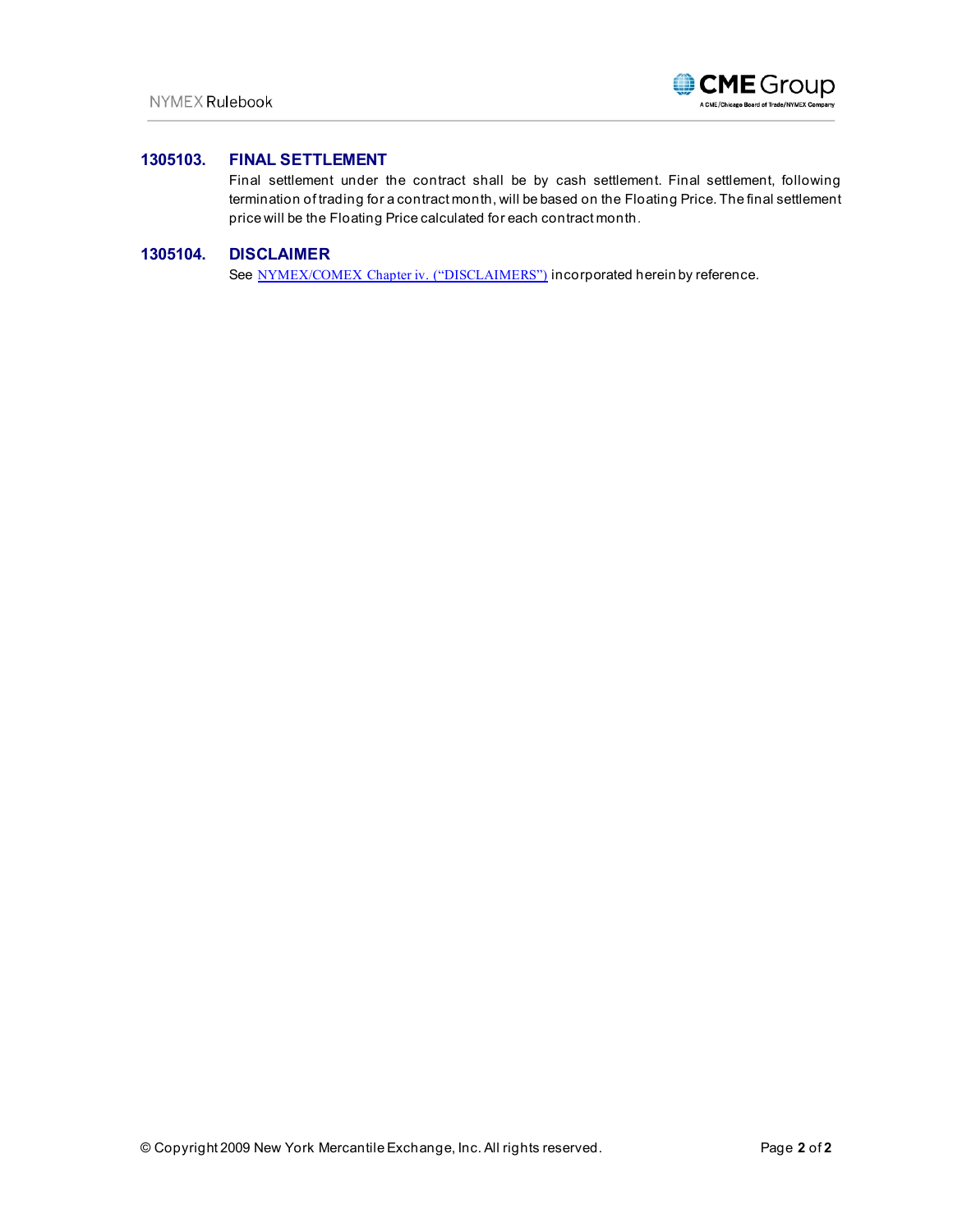### 1305103. FINAL SETTLEMENT

Final settlement under the contract shall be by cash settlement. Final settlement, following termination of trading for a contract month, will be based on the Floating Price. The final settlement price will be the Floating Price calculated for each contract month.

### 1305104. DISCLAIMER

See NYMEX/COMEX Chapter iv. ("DISCLAIMERS") incorporated herein by reference.